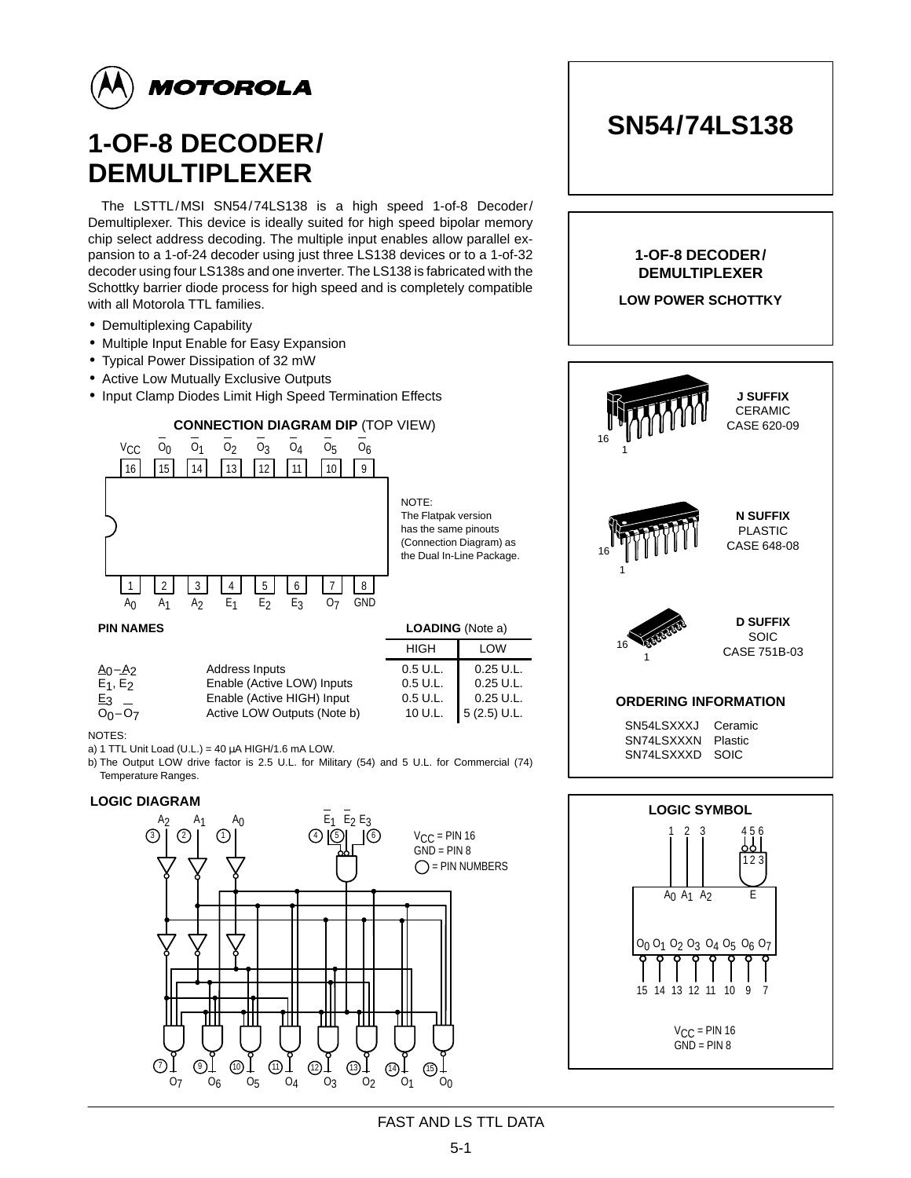MOTOROLA

# 1-OF-8 DECODER/ DEMULTIPLEXER

The LSTTL/MSI SN54/74LS138 is a high speed 1-of-8 Decoder/ Demultiplexer. This device is ideally suited for high speed bipolar memory chip select address decoding. The multiple input enables allow parallel expansion to a 1-of-24 decoder using just three LS138 devices or to a 1-of-32 decoder using four LS138s and one inverter. The LS138 is fabricated with the Schottky barrier diode process for high speed and is completely compatible with all Motorola TTL families.

- Demultiplexing Capability
- Multiple Input Enable for Easy Expansion
- Typical Power Dissipation of 32 mW
- Active Low Mutually Exclusive Outputs
- Input Clamp Diodes Limit High Speed Termination Effects

## CONNECTION DIAGRAM DIP (TOP VIEW)

| Pin | 16 | 15 | 14 | 13 | 12 | 11 | 10 | 9 |
|---|---|---|---|---|---|---|---|---|
| Name | $V_{CC}$ | $\overline{O_0}$ | $\overline{O_1}$ | $\overline{O_2}$ | $\overline{O_3}$ | $\overline{O_4}$ | $\overline{O_5}$ | $\overline{O_6}$ |

| Pin | 1 | 2 | 3 | 4 | 5 | 6 | 7 | 8 |
|---|---|---|---|---|---|---|---|---|
| Name | $A_0$ | $A_1$ | $A_2$ | $E_1$ | $E_2$ | $E_3$ | $O_7$ | GND |

NOTE: The Flatpak version has the same pinouts (Connection Diagram) as the Dual In-Line Package.

## PIN NAMES

| PIN NAMES | | LOADING (Note a) HIGH | LOADING (Note a) LOW |
|---|---|---|---|
| $A_0$–$A_2$ | Address Inputs | 0.5 U.L. | 0.25 U.L. |
| $\overline{E_1}$, $\overline{E_2}$ | Enable (Active LOW) Inputs | 0.5 U.L. | 0.25 U.L. |
| $E_3$ | Enable (Active HIGH) Input | 0.5 U.L. | 0.25 U.L. |
| $\overline{O_0}$–$\overline{O_7}$ | Active LOW Outputs (Note b) | 10 U.L. | 5 (2.5) U.L. |

NOTES:
a) 1 TTL Unit Load (U.L.) = 40 µA HIGH/1.6 mA LOW.
b) The Output LOW drive factor is 2.5 U.L. for Military (54) and 5 U.L. for Commercial (74) Temperature Ranges.

## LOGIC DIAGRAM

$V_{CC}$ = PIN 16
GND = PIN 8
○ = PIN NUMBERS

# SN54/74LS138

**1-OF-8 DECODER/ DEMULTIPLEXER**

**LOW POWER SCHOTTKY**

**J SUFFIX**
CERAMIC
CASE 620-09

**N SUFFIX**
PLASTIC
CASE 648-08

**D SUFFIX**
SOIC
CASE 751B-03

## ORDERING INFORMATION

| | |
|---|---|
| SN54LSXXXJ | Ceramic |
| SN74LSXXXN | Plastic |
| SN74LSXXXD | SOIC |

## LOGIC SYMBOL

$V_{CC}$ = PIN 16
GND = PIN 8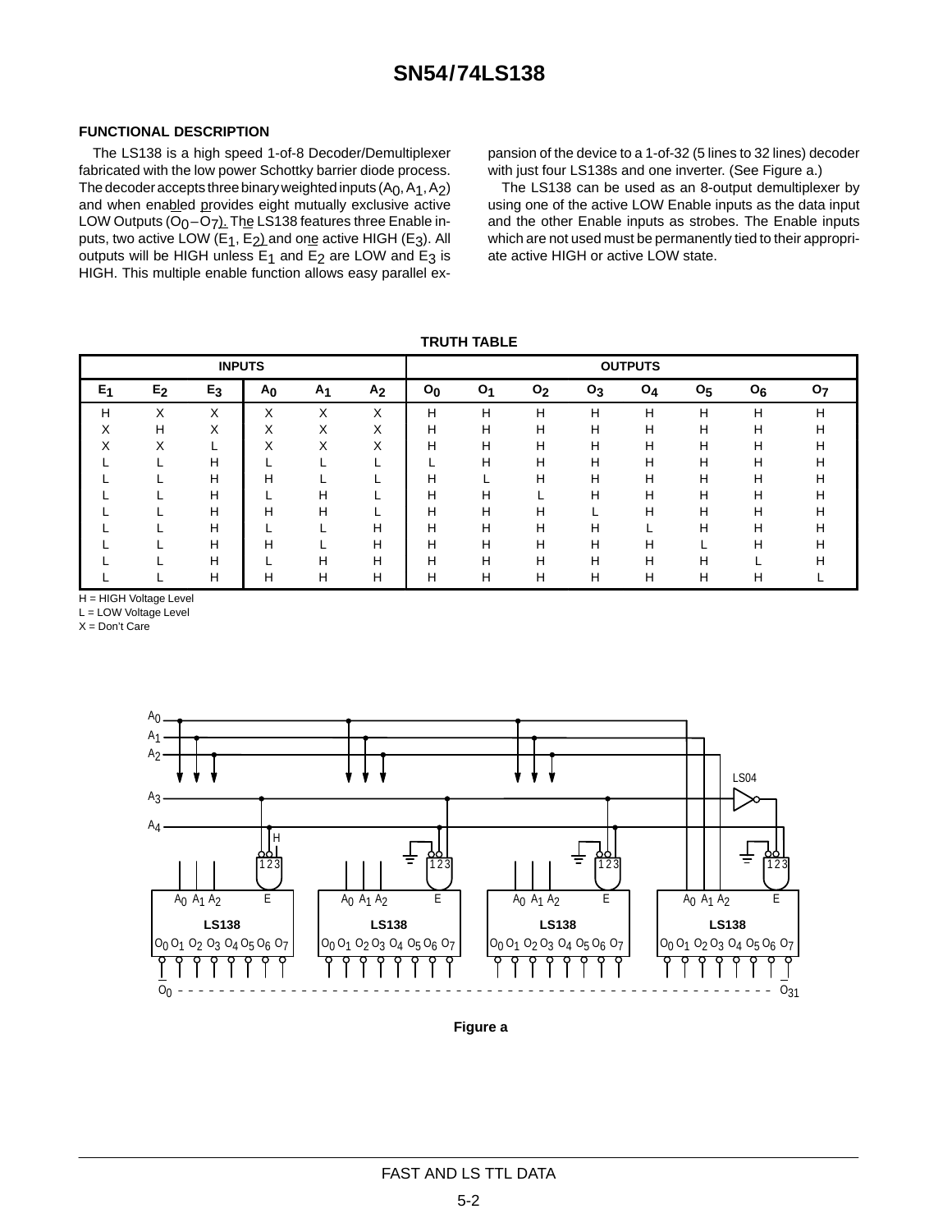## FUNCTIONAL DESCRIPTION

The LS138 is a high speed 1-of-8 Decoder/Demultiplexer fabricated with the low power Schottky barrier diode process. The decoder accepts three binary weighted inputs ($A_0, A_1, A_2$) and when enabled provides eight mutually exclusive active LOW Outputs ($\overline{O_0}-\overline{O_7}$). The LS138 features three Enable inputs, two active LOW ($\overline{E_1}$, $\overline{E_2}$) and one active HIGH ($E_3$). All outputs will be HIGH unless $\overline{E_1}$ and $\overline{E_2}$ are LOW and $E_3$ is HIGH. This multiple enable function allows easy parallel expansion of the device to a 1-of-32 (5 lines to 32 lines) decoder with just four LS138s and one inverter. (See Figure a.)

The LS138 can be used as an 8-output demultiplexer by using one of the active LOW Enable inputs as the data input and the other Enable inputs as strobes. The Enable inputs which are not used must be permanently tied to their appropriate active HIGH or active LOW state.

**TRUTH TABLE**

| INPUTS | | | | | | OUTPUTS | | | | | | | |
|---|---|---|---|---|---|---|---|---|---|---|---|---|---|
| $\overline{E_1}$ | $\overline{E_2}$ | $E_3$ | $A_0$ | $A_1$ | $A_2$ | $\overline{O_0}$ | $\overline{O_1}$ | $\overline{O_2}$ | $\overline{O_3}$ | $\overline{O_4}$ | $\overline{O_5}$ | $\overline{O_6}$ | $\overline{O_7}$ |
| H | X | X | X | X | X | H | H | H | H | H | H | H | H |
| X | H | X | X | X | X | H | H | H | H | H | H | H | H |
| X | X | L | X | X | X | H | H | H | H | H | H | H | H |
| L | L | H | L | L | L | L | H | H | H | H | H | H | H |
| L | L | H | H | L | L | H | L | H | H | H | H | H | H |
| L | L | H | L | H | L | H | H | L | H | H | H | H | H |
| L | L | H | H | H | L | H | H | H | L | H | H | H | H |
| L | L | H | L | L | H | H | H | H | H | L | H | H | H |
| L | L | H | H | L | H | H | H | H | H | H | L | H | H |
| L | L | H | L | H | H | H | H | H | H | H | H | L | H |
| L | L | H | H | H | H | H | H | H | H | H | H | H | L |

H = HIGH Voltage Level
L = LOW Voltage Level
X = Don't Care

Figure a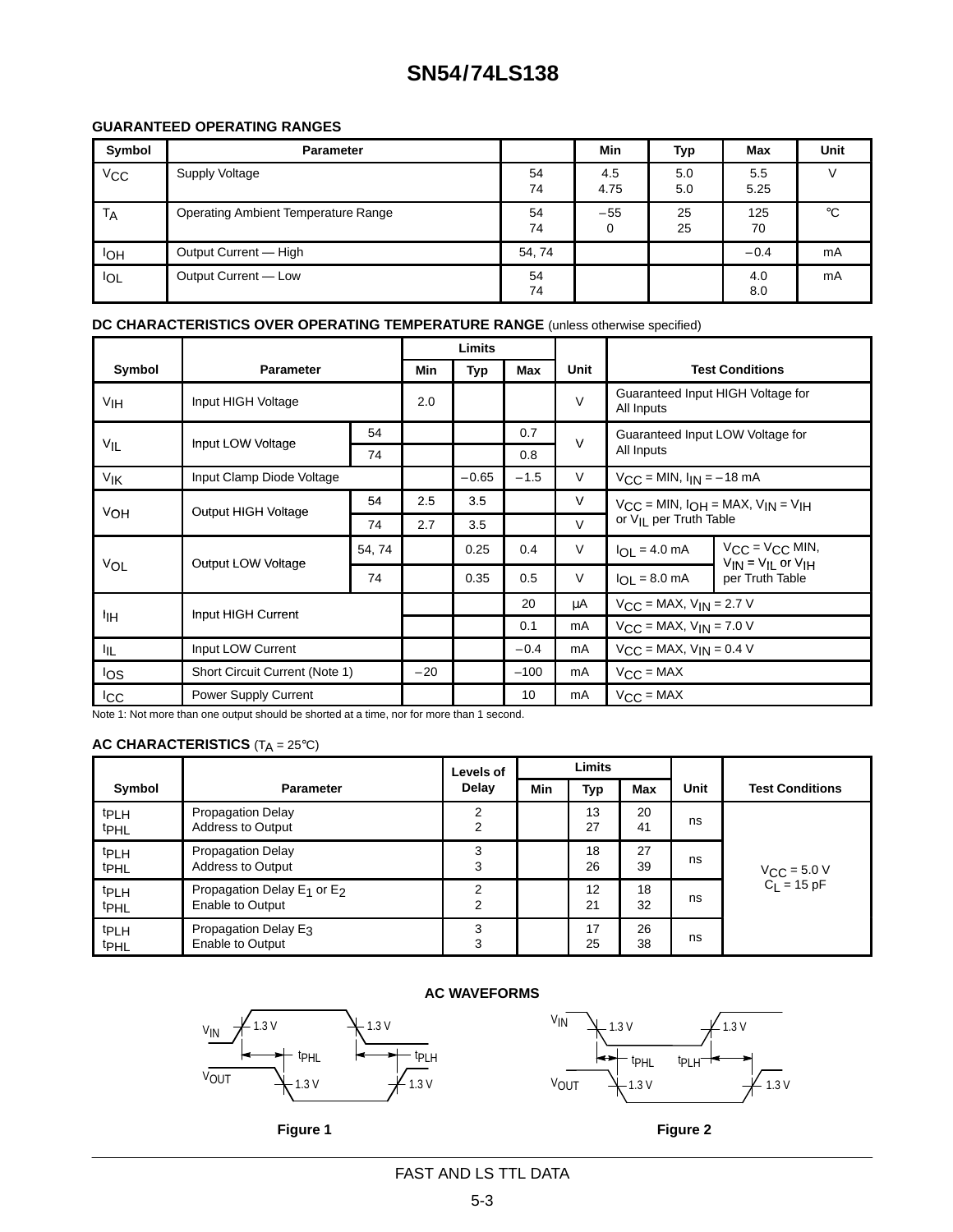# SN54/74LS138

### GUARANTEED OPERATING RANGES

| Symbol | Parameter | | Min | Typ | Max | Unit |
|---|---|---|---|---|---|---|
| $V_{CC}$ | Supply Voltage | 54<br>74 | 4.5<br>4.75 | 5.0<br>5.0 | 5.5<br>5.25 | V |
| $T_A$ | Operating Ambient Temperature Range | 54<br>74 | –55<br>0 | 25<br>25 | 125<br>70 | °C |
| $I_{OH}$ | Output Current — High | 54, 74 | | | –0.4 | mA |
| $I_{OL}$ | Output Current — Low | 54<br>74 | | | 4.0<br>8.0 | mA |

### DC CHARACTERISTICS OVER OPERATING TEMPERATURE RANGE (unless otherwise specified)

| Symbol | Parameter | | Limits Min | Typ | Max | Unit | Test Conditions | |
|---|---|---|---|---|---|---|---|---|
| $V_{IH}$ | Input HIGH Voltage | | 2.0 | | | V | Guaranteed Input HIGH Voltage for All Inputs | |
| $V_{IL}$ | Input LOW Voltage | 54 | | | 0.7 | V | Guaranteed Input LOW Voltage for All Inputs | |
| | | 74 | | | 0.8 | | | |
| $V_{IK}$ | Input Clamp Diode Voltage | | | –0.65 | –1.5 | V | $V_{CC}$ = MIN, $I_{IN}$ = –18 mA | |
| $V_{OH}$ | Output HIGH Voltage | 54 | 2.5 | 3.5 | | V | $V_{CC}$ = MIN, $I_{OH}$ = MAX, $V_{IN}$ = $V_{IH}$ or $V_{IL}$ per Truth Table | |
| | | 74 | 2.7 | 3.5 | | V | | |
| $V_{OL}$ | Output LOW Voltage | 54, 74 | | 0.25 | 0.4 | V | $I_{OL}$ = 4.0 mA | $V_{CC}$ = $V_{CC}$ MIN, $V_{IN}$ = $V_{IL}$ or $V_{IH}$ per Truth Table |
| | | 74 | | 0.35 | 0.5 | V | $I_{OL}$ = 8.0 mA | |
| $I_{IH}$ | Input HIGH Current | | | | 20 | µA | $V_{CC}$ = MAX, $V_{IN}$ = 2.7 V | |
| | | | | | 0.1 | mA | $V_{CC}$ = MAX, $V_{IN}$ = 7.0 V | |
| $I_{IL}$ | Input LOW Current | | | | –0.4 | mA | $V_{CC}$ = MAX, $V_{IN}$ = 0.4 V | |
| $I_{OS}$ | Short Circuit Current (Note 1) | | –20 | | –100 | mA | $V_{CC}$ = MAX | |
| $I_{CC}$ | Power Supply Current | | | | 10 | mA | $V_{CC}$ = MAX | |

Note 1: Not more than one output should be shorted at a time, nor for more than 1 second.

### AC CHARACTERISTICS ($T_A$ = 25°C)

| Symbol | Parameter | Levels of Delay | Limits Min | Typ | Max | Unit | Test Conditions |
|---|---|---|---|---|---|---|---|
| $t_{PLH}$<br>$t_{PHL}$ | Propagation Delay<br>Address to Output | 2<br>2 | | 13<br>27 | 20<br>41 | ns | $V_{CC}$ = 5.0 V<br>$C_L$ = 15 pF |
| $t_{PLH}$<br>$t_{PHL}$ | Propagation Delay<br>Address to Output | 3<br>3 | | 18<br>26 | 27<br>39 | ns | |
| $t_{PLH}$<br>$t_{PHL}$ | Propagation Delay $E_1$ or $E_2$<br>Enable to Output | 2<br>2 | | 12<br>21 | 18<br>32 | ns | |
| $t_{PLH}$<br>$t_{PHL}$ | Propagation Delay $E_3$<br>Enable to Output | 3<br>3 | | 17<br>25 | 26<br>38 | ns | |

### AC WAVEFORMS

$V_{IN}$ 1.3 V 1.3 V
$t_{PHL}$ $t_{PLH}$
$V_{OUT}$ 1.3 V 1.3 V

**Figure 1**

$V_{IN}$ 1.3 V 1.3 V
$t_{PHL}$ $t_{PLH}$
$V_{OUT}$ 1.3 V 1.3 V

**Figure 2**